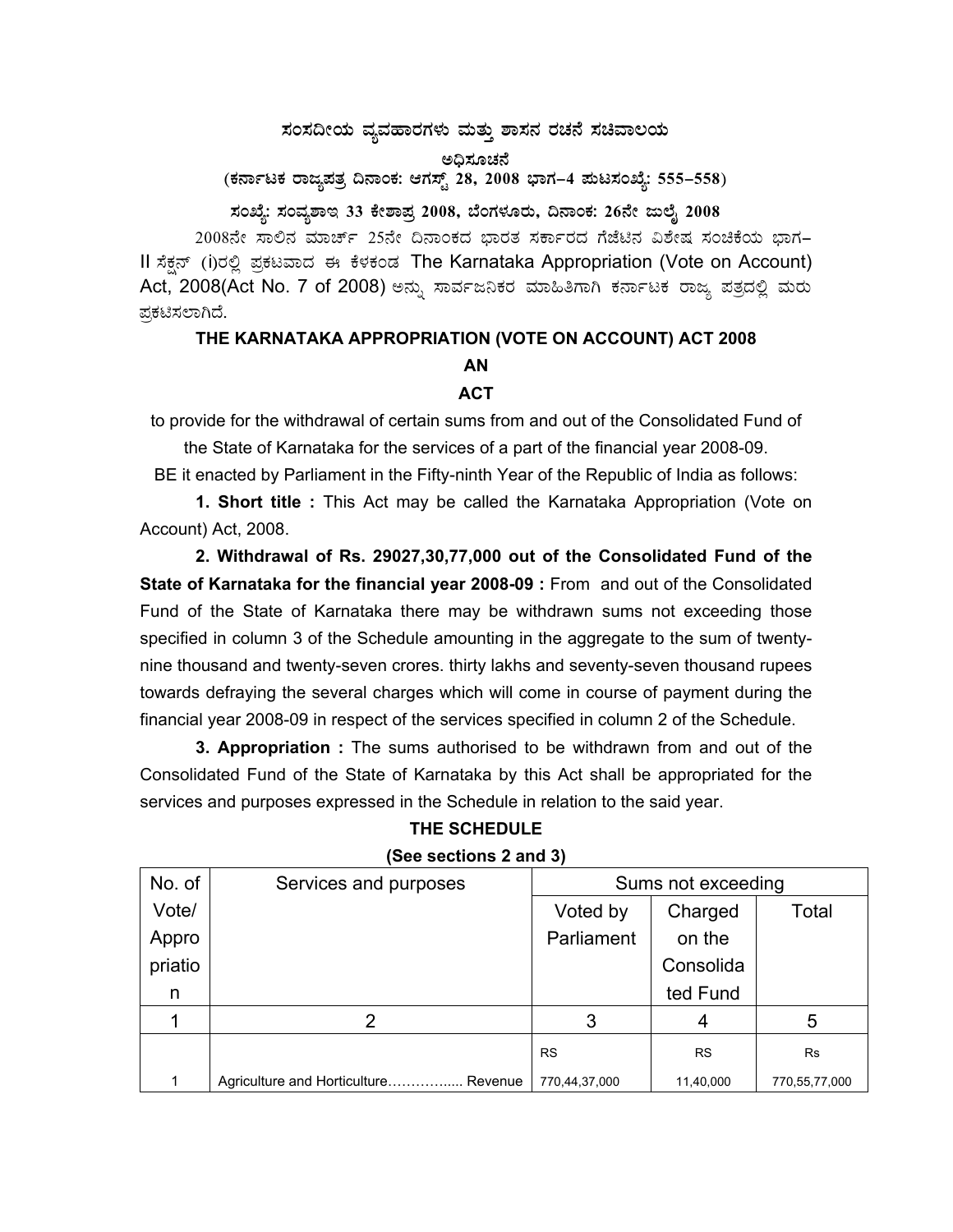# ಸಂಸದೀಯ ವ್ಯವಹಾರಗಳು ಮತ್ತು ಶಾಸನ ರಚನೆ ಸಚಿವಾಲಯ

**ಅಧಿಸೂಚನೆ**

**(ಕರ್ನಾಟಕ ರಾಜ್ಯಪತ್ರ ದಿನಾಂಕ: ಆಗಸ್ಟ್ 28, 2008 ಭಾಗ–4 ಪುಟಸಂಖ್ಯೆ: 555–558)**

**ಸಂಖ್ಯೆ: ಸಂವ್ಯಶಾಇ 33 ಕೇಶಾಪ್ರ 2008, ಬೆಂಗಳೂರು, ದಿನಾಂಕ: 26ನೇ ಜುಲೈ 2008**

2008ನೇ ಸಾಲಿನ ಮಾರ್ಚ್ 25ನೇ ದಿನಾಂಕದ ಭಾರತ ಸರ್ಕಾರದ ಗೆಜೆಟಿನ ವಿಶೇಷ ಸಂಚಿಕೆಯ ಭಾಗ–II ಸೆಕ್ಷನ್ (i)ರಲ್ಲಿ ಪ್ರಕಟವಾದ ಈ ಕೆಳಕಂಡ The Karnataka Appropriation (Vote on Account) Act, 2008(Act No. 7 of 2008) ಅನ್ನು ಸಾರ್ವಜನಿಕರ ಮಾಹಿತಿಗಾಗಿ ಕರ್ನಾಟಕ ರಾಜ್ಯ ಪತ್ರದಲ್ಲಿ ಮರು ಪ್ರಕಟಿಸಲಾಗಿದೆ.

## THE KARNATAKA APPROPRIATION (VOTE ON ACCOUNT) ACT 2008

**AN**

**ACT**

to provide for the withdrawal of certain sums from and out of the Consolidated Fund of the State of Karnataka for the services of a part of the financial year 2008-09.

BE it enacted by Parliament in the Fifty-ninth Year of the Republic of India as follows:

**1. Short title :** This Act may be called the Karnataka Appropriation (Vote on Account) Act, 2008.

**2. Withdrawal of Rs. 29027,30,77,000 out of the Consolidated Fund of the State of Karnataka for the financial year 2008-09 :** From and out of the Consolidated Fund of the State of Karnataka there may be withdrawn sums not exceeding those specified in column 3 of the Schedule amounting in the aggregate to the sum of twenty-nine thousand and twenty-seven crores. thirty lakhs and seventy-seven thousand rupees towards defraying the several charges which will come in course of payment during the financial year 2008-09 in respect of the services specified in column 2 of the Schedule.

**3. Appropriation :** The sums authorised to be withdrawn from and out of the Consolidated Fund of the State of Karnataka by this Act shall be appropriated for the services and purposes expressed in the Schedule in relation to the said year.

**THE SCHEDULE**

**(See sections 2 and 3)**

| No. of Vote/ Appropriation | Services and purposes | Sums not exceeding | | |
|---|---|---|---|---|
| | | Voted by Parliament | Charged on the Consolidated Fund | Total |
| 1 | 2 | 3 | 4 | 5 |
| | | RS | RS | Rs |
| 1 | Agriculture and Horticulture……….….. Revenue | 770,44,37,000 | 11,40,000 | 770,55,77,000 |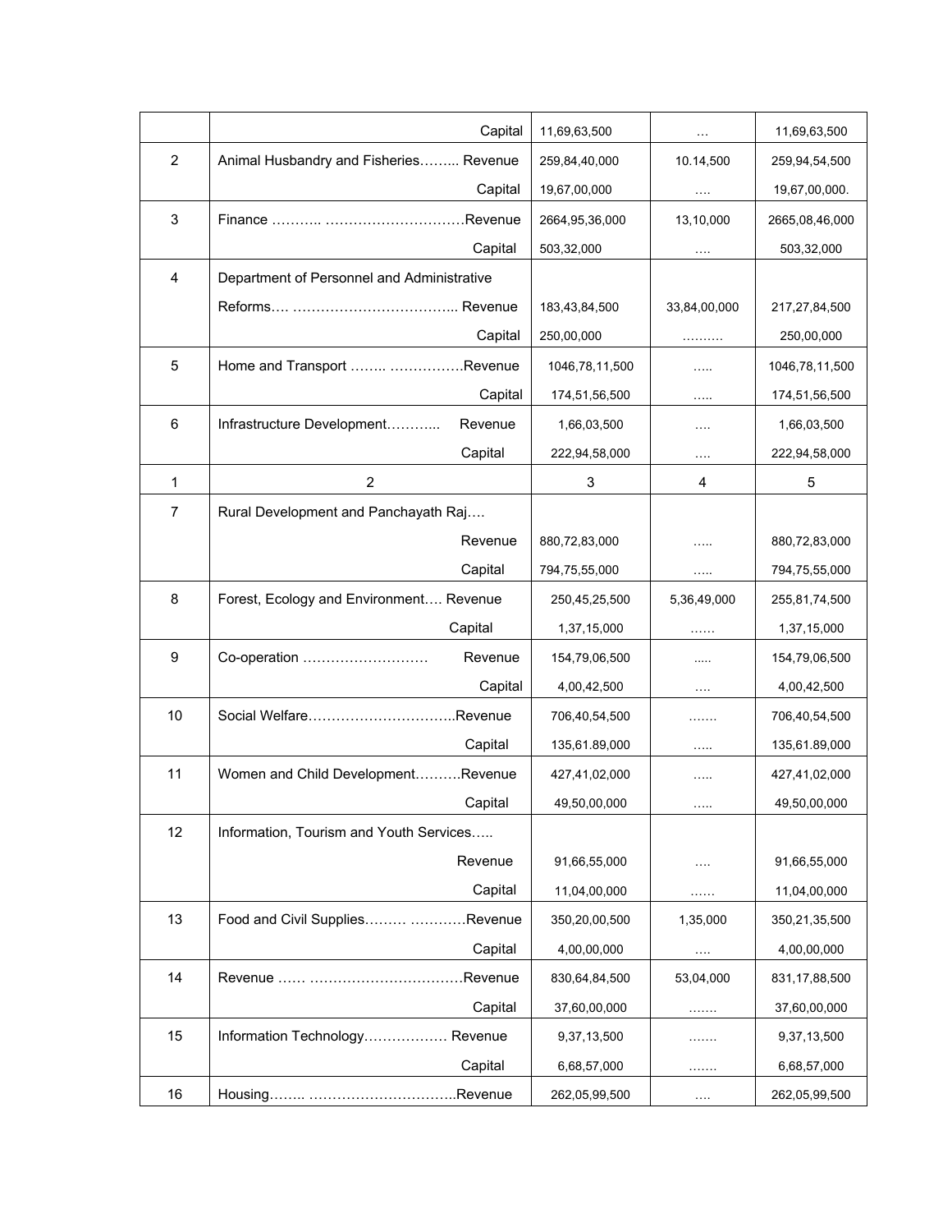| | | | | |
|---|---|---|---|---|
| | Capital | 11,69,63,500 | … | 11,69,63,500 |
| 2 | Animal Husbandry and Fisheries……... Revenue | 259,84,40,000 | 10.14,500 | 259,94,54,500 |
| | Capital | 19,67,00,000 | …. | 19,67,00,000. |
| 3 | Finance ……….. …………………………Revenue | 2664,95,36,000 | 13,10,000 | 2665,08,46,000 |
| | Capital | 503,32,000 | …. | 503,32,000 |
| 4 | Department of Personnel and Administrative Reforms…. ……………………………... Revenue | 183,43,84,500 | 33,84,00,000 | 217,27,84,500 |
| | Capital | 250,00,000 | ………. | 250,00,000 |
| 5 | Home and Transport …….. …………….Revenue | 1046,78,11,500 | ….. | 1046,78,11,500 |
| | Capital | 174,51,56,500 | ….. | 174,51,56,500 |
| 6 | Infrastructure Development………... Revenue | 1,66,03,500 | …. | 1,66,03,500 |
| | Capital | 222,94,58,000 | …. | 222,94,58,000 |
| 1 | 2 | 3 | 4 | 5 |
| 7 | Rural Development and Panchayath Raj…. | | | |
| | Revenue | 880,72,83,000 | ….. | 880,72,83,000 |
| | Capital | 794,75,55,000 | ….. | 794,75,55,000 |
| 8 | Forest, Ecology and Environment…. Revenue | 250,45,25,500 | 5,36,49,000 | 255,81,74,500 |
| | Capital | 1,37,15,000 | …… | 1,37,15,000 |
| 9 | Co-operation ……………………… Revenue | 154,79,06,500 | ..... | 154,79,06,500 |
| | Capital | 4,00,42,500 | …. | 4,00,42,500 |
| 10 | Social Welfare…………………………..Revenue | 706,40,54,500 | ……. | 706,40,54,500 |
| | Capital | 135,61.89,000 | ….. | 135,61.89,000 |
| 11 | Women and Child Development……….Revenue | 427,41,02,000 | ….. | 427,41,02,000 |
| | Capital | 49,50,00,000 | ….. | 49,50,00,000 |
| 12 | Information, Tourism and Youth Services….. | | | |
| | Revenue | 91,66,55,000 | …. | 91,66,55,000 |
| | Capital | 11,04,00,000 | …… | 11,04,00,000 |
| 13 | Food and Civil Supplies……… …………Revenue | 350,20,00,500 | 1,35,000 | 350,21,35,500 |
| | Capital | 4,00,00,000 | …. | 4,00,00,000 |
| 14 | Revenue …… ……………………………Revenue | 830,64,84,500 | 53,04,000 | 831,17,88,500 |
| | Capital | 37,60,00,000 | ……. | 37,60,00,000 |
| 15 | Information Technology……………… Revenue | 9,37,13,500 | ……. | 9,37,13,500 |
| | Capital | 6,68,57,000 | ……. | 6,68,57,000 |
| 16 | Housing…….. …………………………..Revenue | 262,05,99,500 | …. | 262,05,99,500 |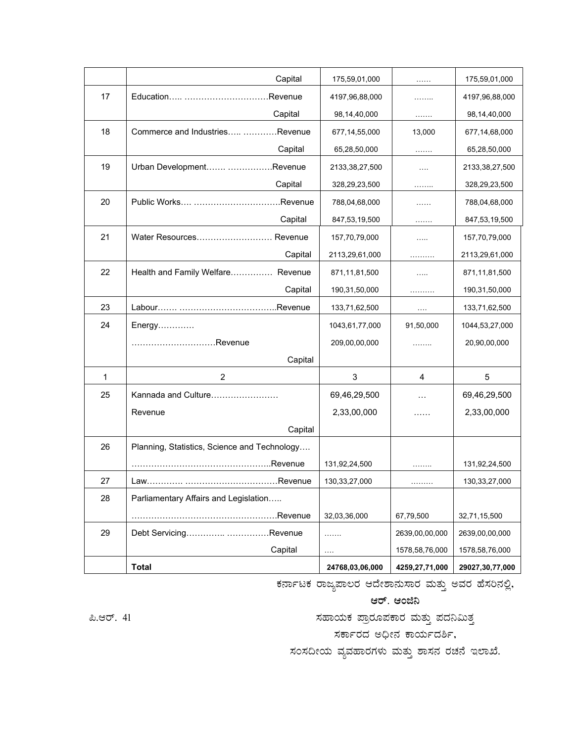| | | | | |
|---|---|---|---|---|
| | Capital | 175,59,01,000 | …… | 175,59,01,000 |
| 17 | Education….. …………………………Revenue | 4197,96,88,000 | …….. | 4197,96,88,000 |
| | Capital | 98,14,40,000 | ……. | 98,14,40,000 |
| 18 | Commerce and Industries….. …………Revenue | 677,14,55,000 | 13,000 | 677,14,68,000 |
| | Capital | 65,28,50,000 | ……. | 65,28,50,000 |
| 19 | Urban Development……. …………….Revenue | 2133,38,27,500 | …. | 2133,38,27,500 |
| | Capital | 328,29,23,500 | …….. | 328,29,23,500 |
| 20 | Public Works…. ………………………….Revenue | 788,04,68,000 | …… | 788,04,68,000 |
| | Capital | 847,53,19,500 | ……. | 847,53,19,500 |
| 21 | Water Resources……………………… Revenue | 157,70,79,000 | ….. | 157,70,79,000 |
| | Capital | 2113,29,61,000 | ………. | 2113,29,61,000 |
| 22 | Health and Family Welfare…………… Revenue | 871,11,81,500 | ….. | 871,11,81,500 |
| | Capital | 190,31,50,000 | ………. | 190,31,50,000 |
| 23 | Labour……. ……………………………..Revenue | 133,71,62,500 | …. | 133,71,62,500 |
| 24 | Energy………… | 1043,61,77,000 | 91,50,000 | 1044,53,27,000 |
| | …………………………Revenue | 209,00,00,000 | …….. | 20,90,00,000 |
| | Capital | | | |
| 1 | 2 | 3 | 4 | 5 |
| 25 | Kannada and Culture…………………… | 69,46,29,500 | … | 69,46,29,500 |
| | Revenue | 2,33,00,000 | …… | 2,33,00,000 |
| | Capital | | | |
| 26 | Planning, Statistics, Science and Technology…. | | | |
| | …………………………………………..Revenue | 131,92,24,500 | …….. | 131,92,24,500 |
| 27 | Law…………. ……………………………Revenue | 130,33,27,000 | ……… | 130,33,27,000 |
| 28 | Parliamentary Affairs and Legislation….. | | | |
| | ……………………………………………Revenue | 32,03,36,000 | 67,79,500 | 32,71,15,500 |
| 29 | Debt Servicing………….. ……………Revenue | ……. | 2639,00,00,000 | 2639,00,00,000 |
| | Capital | …. | 1578,58,76,000 | 1578,58,76,000 |
| | **Total** | **24768,03,06,000** | **4259,27,71,000** | **29027,30,77,000** |

ಕರ್ನಾಟಕ ರಾಜ್ಯಪಾಲರ ಆದೇಶಾನುಸಾರ ಮತ್ತು ಅವರ ಹೆಸರಿನಲ್ಲಿ,

**ಆರ್. ಆಂಜಿನಿ**

ಸಹಾಯಕ ಪ್ರಾರೂಪಕಾರ ಮತ್ತು ಪದನಿಮಿತ್ತ

ಸರ್ಕಾರದ ಅಧೀನ ಕಾರ್ಯದರ್ಶಿ,

ಸಂಸದೀಯ ವ್ಯವಹಾರಗಳು ಮತ್ತು ಶಾಸನ ರಚನೆ ಇಲಾಖೆ.

ಪಿ.ಆರ್. 41